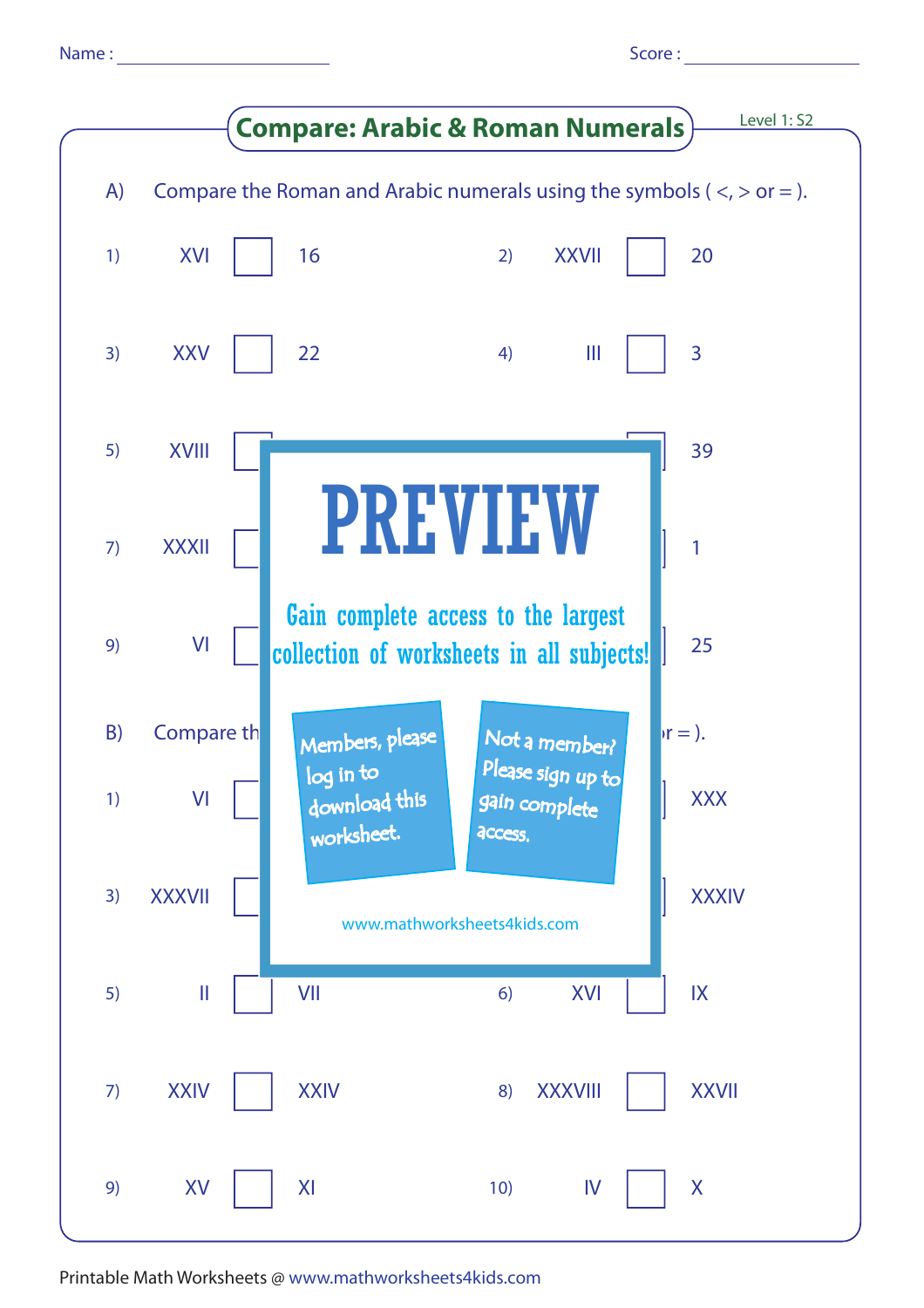Name : ____________________ Score : ____________________

# Compare: Arabic & Roman Numerals

Level 1: S2

A) Compare the Roman and Arabic numerals using the symbols ( <, > or = ).

1) XVI ☐ 16

2) XXVII ☐ 20

3) XXV ☐ 22

4) III ☐ 3

5) XVIII ☐

6) ☐ 39

7) XXXII ☐

8) ☐ 1

9) VI ☐

10) ☐ 25

**PREVIEW**

Gain complete access to the largest collection of worksheets in all subjects!

Members, please log in to download this worksheet.

Not a member? Please sign up to gain complete access.

www.mathworksheets4kids.com

B) Compare th… r = ).

1) VI ☐

2) ☐ XXX

3) XXXVII ☐

4) ☐ XXXIV

5) II ☐ VII

6) XVI ☐ IX

7) XXIV ☐ XXIV

8) XXXVIII ☐ XXVII

9) XV ☐ XI

10) IV ☐ X

Printable Math Worksheets @ www.mathworksheets4kids.com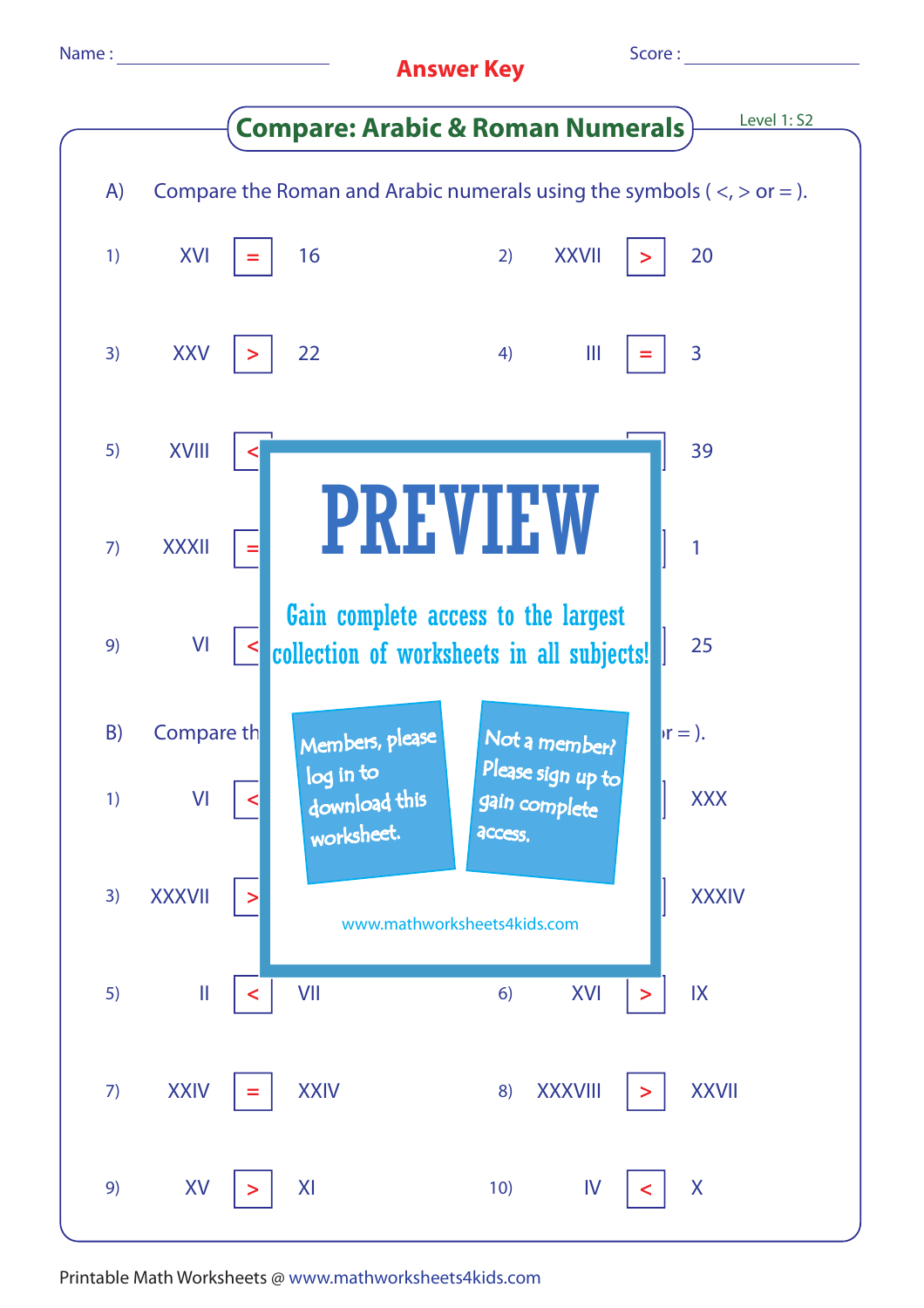Name : ____________________ **Answer Key** Score : ____________________

## Compare: Arabic & Roman Numerals

Level 1: S2

A) Compare the Roman and Arabic numerals using the symbols ( <, > or = ).

1) XVI [ = ] 16

2) XXVII [ > ] 20

3) XXV [ > ] 22

4) III [ = ] 3

5) XVIII [ < ]

39

7) XXXII [ = ]

1

9) VI [ < ]

25

B) Compare th

r = ).

1) VI [ < ]

XXX

3) XXXVII [ > ]

XXXIV

5) II [ < ] VII

6) XVI [ > ] IX

7) XXIV [ = ] XXIV

8) XXXVIII [ > ] XXVII

9) XV [ > ] XI

10) IV [ < ] X

PREVIEW

Gain complete access to the largest collection of worksheets in all subjects!

Members, please log in to download this worksheet.

Not a member? Please sign up to gain complete access.

www.mathworksheets4kids.com

Printable Math Worksheets @ www.mathworksheets4kids.com